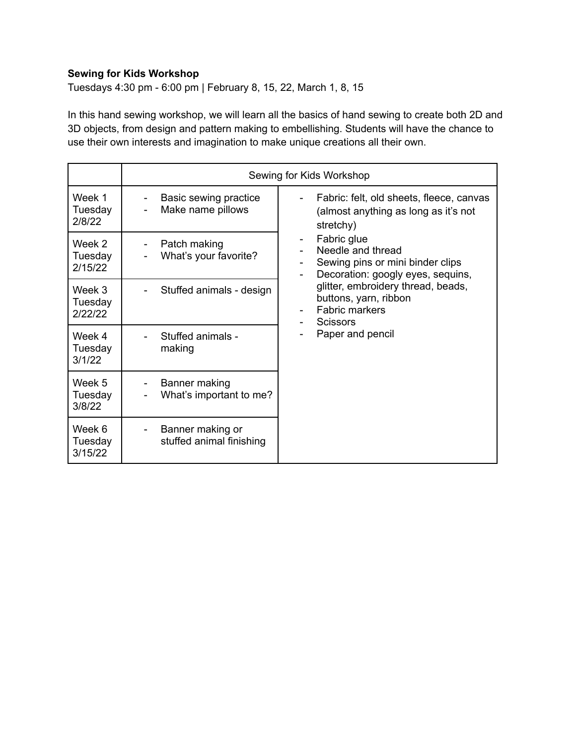**Sewing for Kids Workshop**

Tuesdays 4:30 pm - 6:00 pm | February 8, 15, 22, March 1, 8, 15

In this hand sewing workshop, we will learn all the basics of hand sewing to create both 2D and 3D objects, from design and pattern making to embellishing. Students will have the chance to use their own interests and imagination to make unique creations all their own.

| | Sewing for Kids Workshop | |
|---|---|---|
| Week 1 Tuesday 2/8/22 | - Basic sewing practice<br>- Make name pillows | - Fabric: felt, old sheets, fleece, canvas (almost anything as long as it's not stretchy)<br>- Fabric glue<br>- Needle and thread<br>- Sewing pins or mini binder clips<br>- Decoration: googly eyes, sequins, glitter, embroidery thread, beads, buttons, yarn, ribbon<br>- Fabric markers<br>- Scissors<br>- Paper and pencil |
| Week 2 Tuesday 2/15/22 | - Patch making<br>- What's your favorite? | |
| Week 3 Tuesday 2/22/22 | - Stuffed animals - design | |
| Week 4 Tuesday 3/1/22 | - Stuffed animals - making | |
| Week 5 Tuesday 3/8/22 | - Banner making<br>- What's important to me? | |
| Week 6 Tuesday 3/15/22 | - Banner making or stuffed animal finishing | |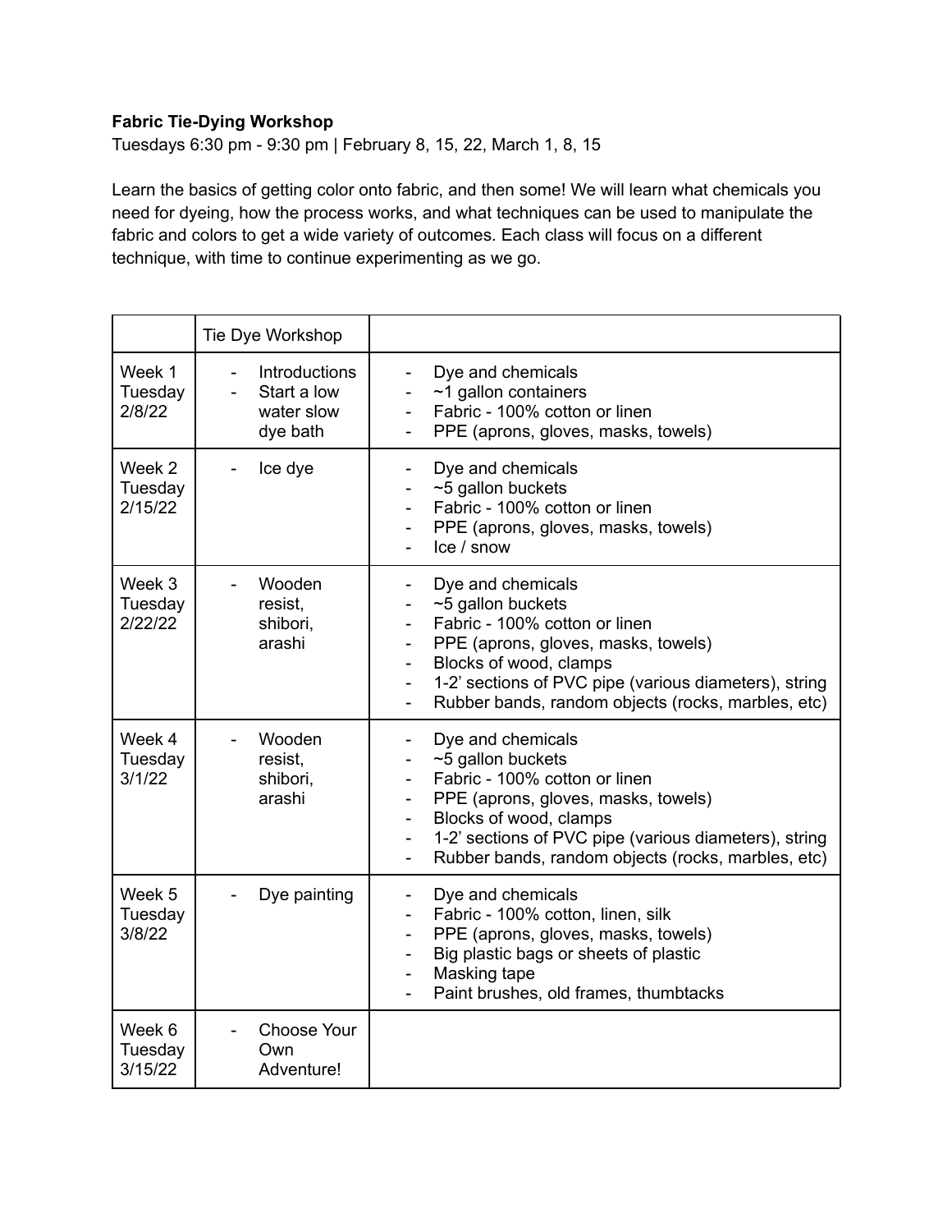**Fabric Tie-Dying Workshop**

Tuesdays 6:30 pm - 9:30 pm | February 8, 15, 22, March 1, 8, 15

Learn the basics of getting color onto fabric, and then some! We will learn what chemicals you need for dyeing, how the process works, and what techniques can be used to manipulate the fabric and colors to get a wide variety of outcomes. Each class will focus on a different technique, with time to continue experimenting as we go.

| | Tie Dye Workshop | |
|---|---|---|
| Week 1 Tuesday 2/8/22 | - Introductions<br>- Start a low water slow dye bath | - Dye and chemicals<br>- ~1 gallon containers<br>- Fabric - 100% cotton or linen<br>- PPE (aprons, gloves, masks, towels) |
| Week 2 Tuesday 2/15/22 | - Ice dye | - Dye and chemicals<br>- ~5 gallon buckets<br>- Fabric - 100% cotton or linen<br>- PPE (aprons, gloves, masks, towels)<br>- Ice / snow |
| Week 3 Tuesday 2/22/22 | - Wooden resist, shibori, arashi | - Dye and chemicals<br>- ~5 gallon buckets<br>- Fabric - 100% cotton or linen<br>- PPE (aprons, gloves, masks, towels)<br>- Blocks of wood, clamps<br>- 1-2' sections of PVC pipe (various diameters), string<br>- Rubber bands, random objects (rocks, marbles, etc) |
| Week 4 Tuesday 3/1/22 | - Wooden resist, shibori, arashi | - Dye and chemicals<br>- ~5 gallon buckets<br>- Fabric - 100% cotton or linen<br>- PPE (aprons, gloves, masks, towels)<br>- Blocks of wood, clamps<br>- 1-2' sections of PVC pipe (various diameters), string<br>- Rubber bands, random objects (rocks, marbles, etc) |
| Week 5 Tuesday 3/8/22 | - Dye painting | - Dye and chemicals<br>- Fabric - 100% cotton, linen, silk<br>- PPE (aprons, gloves, masks, towels)<br>- Big plastic bags or sheets of plastic<br>- Masking tape<br>- Paint brushes, old frames, thumbtacks |
| Week 6 Tuesday 3/15/22 | - Choose Your Own Adventure! | |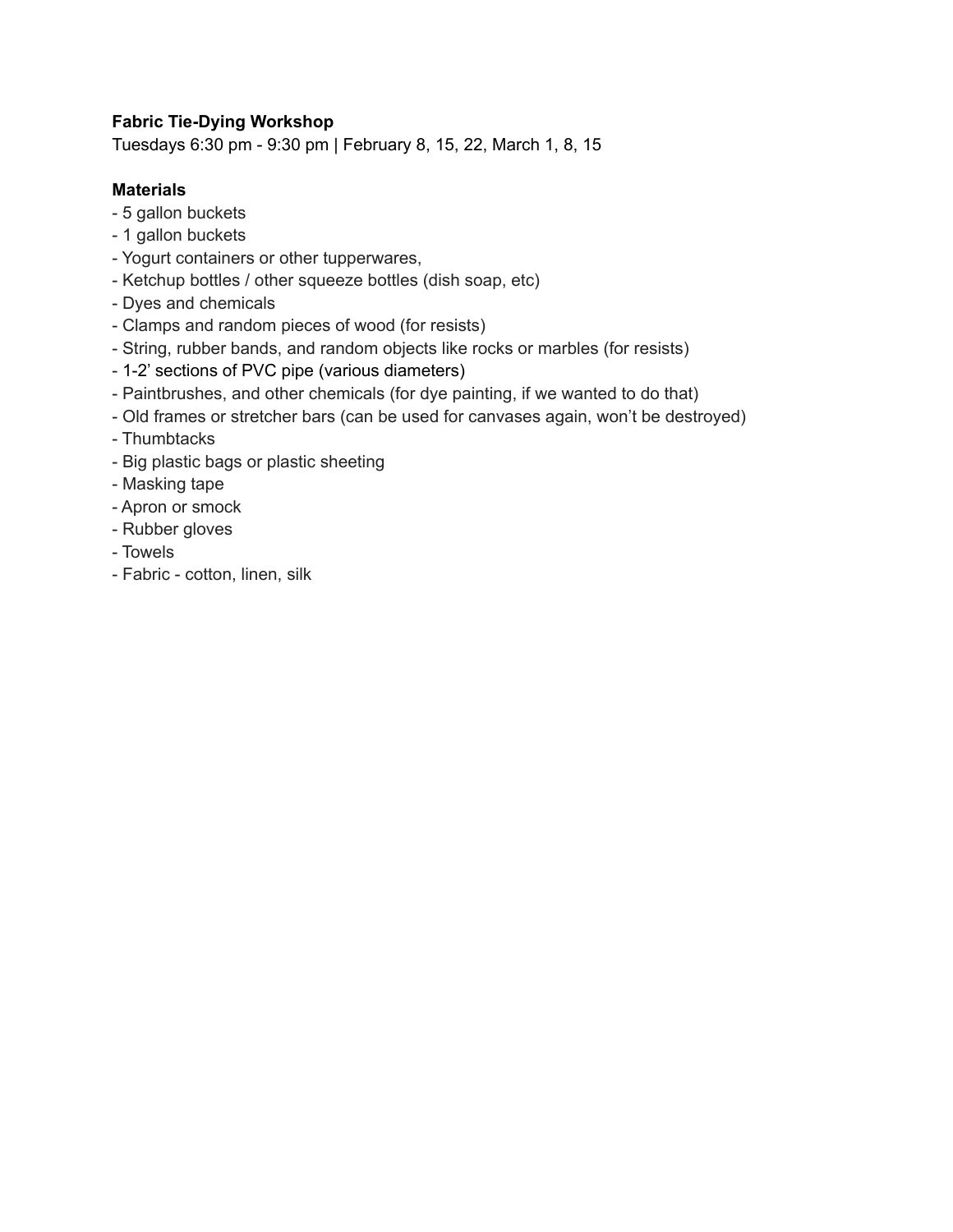**Fabric Tie-Dying Workshop**

Tuesdays 6:30 pm - 9:30 pm | February 8, 15, 22, March 1, 8, 15

**Materials**

- 5 gallon buckets
- 1 gallon buckets
- Yogurt containers or other tupperwares,
- Ketchup bottles / other squeeze bottles (dish soap, etc)
- Dyes and chemicals
- Clamps and random pieces of wood (for resists)
- String, rubber bands, and random objects like rocks or marbles (for resists)
- 1-2' sections of PVC pipe (various diameters)
- Paintbrushes, and other chemicals (for dye painting, if we wanted to do that)
- Old frames or stretcher bars (can be used for canvases again, won't be destroyed)
- Thumbtacks
- Big plastic bags or plastic sheeting
- Masking tape
- Apron or smock
- Rubber gloves
- Towels
- Fabric - cotton, linen, silk